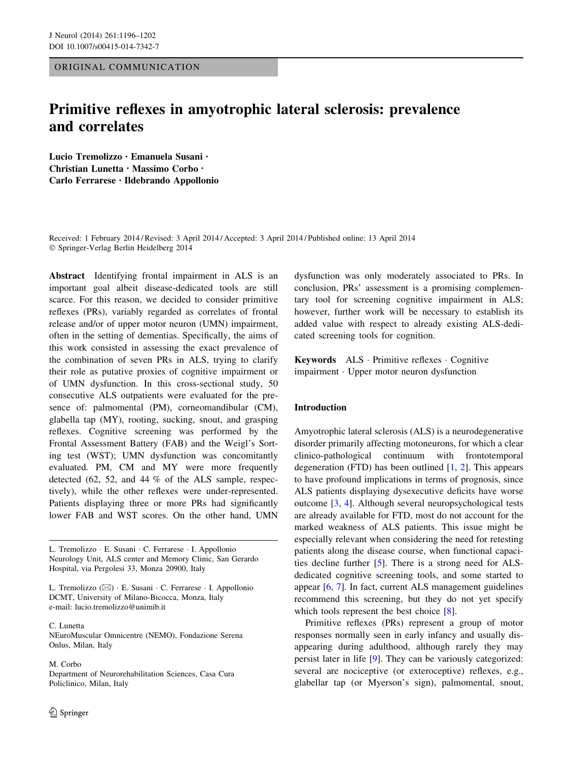ORIGINAL COMMUNICATION

# Primitive reflexes in amyotrophic lateral sclerosis: prevalence and correlates

**Lucio Tremolizzo · Emanuela Susani · Christian Lunetta · Massimo Corbo · Carlo Ferrarese · Ildebrando Appollonio**

Received: 1 February 2014 / Revised: 3 April 2014 / Accepted: 3 April 2014 / Published online: 13 April 2014
© Springer-Verlag Berlin Heidelberg 2014

**Abstract** Identifying frontal impairment in ALS is an important goal albeit disease-dedicated tools are still scarce. For this reason, we decided to consider primitive reflexes (PRs), variably regarded as correlates of frontal release and/or of upper motor neuron (UMN) impairment, often in the setting of dementias. Specifically, the aims of this work consisted in assessing the exact prevalence of the combination of seven PRs in ALS, trying to clarify their role as putative proxies of cognitive impairment or of UMN dysfunction. In this cross-sectional study, 50 consecutive ALS outpatients were evaluated for the presence of: palmomental (PM), corneomandibular (CM), glabella tap (MY), rooting, sucking, snout, and grasping reflexes. Cognitive screening was performed by the Frontal Assessment Battery (FAB) and the Weigl's Sorting test (WST); UMN dysfunction was concomitantly evaluated. PM, CM and MY were more frequently detected (62, 52, and 44 % of the ALS sample, respectively), while the other reflexes were under-represented. Patients displaying three or more PRs had significantly lower FAB and WST scores. On the other hand, UMN dysfunction was only moderately associated to PRs. In conclusion, PRs' assessment is a promising complementary tool for screening cognitive impairment in ALS; however, further work will be necessary to establish its added value with respect to already existing ALS-dedicated screening tools for cognition.

**Keywords** ALS · Primitive reflexes · Cognitive impairment · Upper motor neuron dysfunction

L. Tremolizzo · E. Susani · C. Ferrarese · I. Appollonio
Neurology Unit, ALS center and Memory Clinic, San Gerardo Hospital, via Pergolesi 33, Monza 20900, Italy

L. Tremolizzo (✉) · E. Susani · C. Ferrarese · I. Appollonio
DCMT, University of Milano-Bicocca, Monza, Italy
e-mail: lucio.tremolizzo@unimib.it

C. Lunetta
NEuroMuscular Omnicentre (NEMO), Fondazione Serena Onlus, Milan, Italy

M. Corbo
Department of Neurorehabilitation Sciences, Casa Cura Policlinico, Milan, Italy

## Introduction

Amyotrophic lateral sclerosis (ALS) is a neurodegenerative disorder primarily affecting motoneurons, for which a clear clinico-pathological continuum with frontotemporal degeneration (FTD) has been outlined [1, 2]. This appears to have profound implications in terms of prognosis, since ALS patients displaying dysexecutive deficits have worse outcome [3, 4]. Although several neuropsychological tests are already available for FTD, most do not account for the marked weakness of ALS patients. This issue might be especially relevant when considering the need for retesting patients along the disease course, when functional capacities decline further [5]. There is a strong need for ALS-dedicated cognitive screening tools, and some started to appear [6, 7]. In fact, current ALS management guidelines recommend this screening, but they do not yet specify which tools represent the best choice [8].

Primitive reflexes (PRs) represent a group of motor responses normally seen in early infancy and usually disappearing during adulthood, although rarely they may persist later in life [9]. They can be variously categorized: several are nociceptive (or exteroceptive) reflexes, e.g., glabellar tap (or Myerson's sign), palmomental, snout,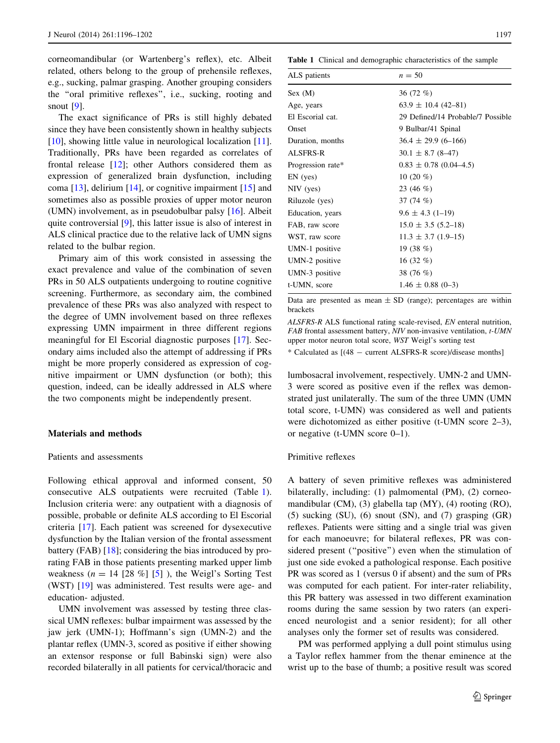corneomandibular (or Wartenberg's reflex), etc. Albeit related, others belong to the group of prehensile reflexes, e.g., sucking, palmar grasping. Another grouping considers the "oral primitive reflexes", i.e., sucking, rooting and snout [9].

The exact significance of PRs is still highly debated since they have been consistently shown in healthy subjects [10], showing little value in neurological localization [11]. Traditionally, PRs have been regarded as correlates of frontal release [12]; other Authors considered them as expression of generalized brain dysfunction, including coma [13], delirium [14], or cognitive impairment [15] and sometimes also as possible proxies of upper motor neuron (UMN) involvement, as in pseudobulbar palsy [16]. Albeit quite controversial [9], this latter issue is also of interest in ALS clinical practice due to the relative lack of UMN signs related to the bulbar region.

Primary aim of this work consisted in assessing the exact prevalence and value of the combination of seven PRs in 50 ALS outpatients undergoing to routine cognitive screening. Furthermore, as secondary aim, the combined prevalence of these PRs was also analyzed with respect to the degree of UMN involvement based on three reflexes expressing UMN impairment in three different regions meaningful for El Escorial diagnostic purposes [17]. Secondary aims included also the attempt of addressing if PRs might be more properly considered as expression of cognitive impairment or UMN dysfunction (or both); this question, indeed, can be ideally addressed in ALS where the two components might be independently present.

## Materials and methods

### Patients and assessments

Following ethical approval and informed consent, 50 consecutive ALS outpatients were recruited (Table 1). Inclusion criteria were: any outpatient with a diagnosis of possible, probable or definite ALS according to El Escorial criteria [17]. Each patient was screened for dysexecutive dysfunction by the Italian version of the frontal assessment battery (FAB) [18]; considering the bias introduced by prorating FAB in those patients presenting marked upper limb weakness ($n = 14$ [28 %] [5] ), the Weigl's Sorting Test (WST) [19] was administered. Test results were age- and education- adjusted.

UMN involvement was assessed by testing three classical UMN reflexes: bulbar impairment was assessed by the jaw jerk (UMN-1); Hoffmann's sign (UMN-2) and the plantar reflex (UMN-3, scored as positive if either showing an extensor response or full Babinski sign) were also recorded bilaterally in all patients for cervical/thoracic and lumbosacral involvement, respectively. UMN-2 and UMN-3 were scored as positive even if the reflex was demonstrated just unilaterally. The sum of the three UMN (UMN total score, t-UMN) was considered as well and patients were dichotomized as either positive (t-UMN score 2–3), or negative (t-UMN score 0–1).

**Table 1** Clinical and demographic characteristics of the sample

| ALS patients | $n = 50$ |
|---|---|
| Sex (M) | 36 (72 %) |
| Age, years | 63.9 ± 10.4 (42–81) |
| El Escorial cat. | 29 Defined/14 Probable/7 Possible |
| Onset | 9 Bulbar/41 Spinal |
| Duration, months | 36.4 ± 29.9 (6–166) |
| ALSFRS-R | 30.1 ± 8.7 (8–47) |
| Progression rate* | 0.83 ± 0.78 (0.04–4.5) |
| EN (yes) | 10 (20 %) |
| NIV (yes) | 23 (46 %) |
| Riluzole (yes) | 37 (74 %) |
| Education, years | 9.6 ± 4.3 (1–19) |
| FAB, raw score | 15.0 ± 3.5 (5.2–18) |
| WST, raw score | 11.3 ± 3.7 (1.9–15) |
| UMN-1 positive | 19 (38 %) |
| UMN-2 positive | 16 (32 %) |
| UMN-3 positive | 38 (76 %) |
| t-UMN, score | 1.46 ± 0.88 (0–3) |

Data are presented as mean ± SD (range); percentages are within brackets

*ALSFRS-R* ALS functional rating scale-revised, *EN* enteral nutrition, *FAB* frontal assessment battery, *NIV* non-invasive ventilation, *t-UMN* upper motor neuron total score, *WST* Weigl's sorting test

* Calculated as [(48 − current ALSFRS-R score)/disease months]

### Primitive reflexes

A battery of seven primitive reflexes was administered bilaterally, including: (1) palmomental (PM), (2) corneomandibular (CM), (3) glabella tap (MY), (4) rooting (RO), (5) sucking (SU), (6) snout (SN), and (7) grasping (GR) reflexes. Patients were sitting and a single trial was given for each manoeuvre; for bilateral reflexes, PR was considered present ("positive") even when the stimulation of just one side evoked a pathological response. Each positive PR was scored as 1 (versus 0 if absent) and the sum of PRs was computed for each patient. For inter-rater reliability, this PR battery was assessed in two different examination rooms during the same session by two raters (an experienced neurologist and a senior resident); for all other analyses only the former set of results was considered.

PM was performed applying a dull point stimulus using a Taylor reflex hammer from the thenar eminence at the wrist up to the base of thumb; a positive result was scored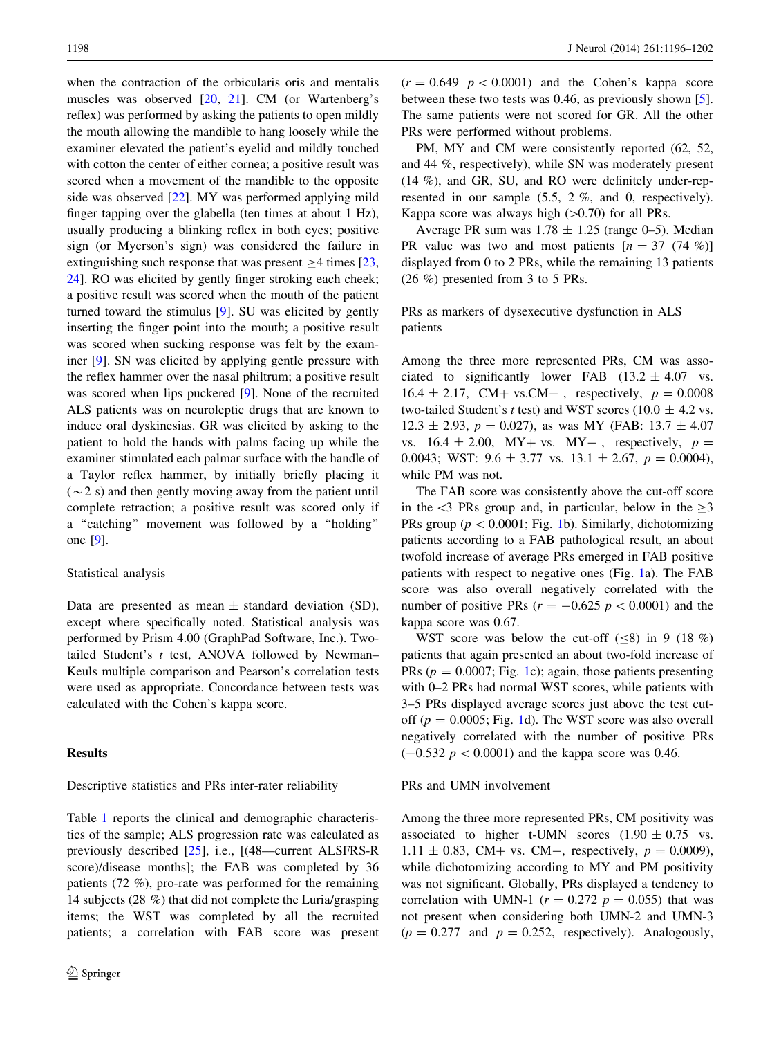when the contraction of the orbicularis oris and mentalis muscles was observed [20, 21]. CM (or Wartenberg's reflex) was performed by asking the patients to open mildly the mouth allowing the mandible to hang loosely while the examiner elevated the patient's eyelid and mildly touched with cotton the center of either cornea; a positive result was scored when a movement of the mandible to the opposite side was observed [22]. MY was performed applying mild finger tapping over the glabella (ten times at about 1 Hz), usually producing a blinking reflex in both eyes; positive sign (or Myerson's sign) was considered the failure in extinguishing such response that was present $\geq$4 times [23, 24]. RO was elicited by gently finger stroking each cheek; a positive result was scored when the mouth of the patient turned toward the stimulus [9]. SU was elicited by gently inserting the finger point into the mouth; a positive result was scored when sucking response was felt by the examiner [9]. SN was elicited by applying gentle pressure with the reflex hammer over the nasal philtrum; a positive result was scored when lips puckered [9]. None of the recruited ALS patients was on neuroleptic drugs that are known to induce oral dyskinesias. GR was elicited by asking to the patient to hold the hands with palms facing up while the examiner stimulated each palmar surface with the handle of a Taylor reflex hammer, by initially briefly placing it ($\sim$2 s) and then gently moving away from the patient until complete retraction; a positive result was scored only if a "catching" movement was followed by a "holding" one [9].

### Statistical analysis

Data are presented as mean $\pm$ standard deviation (SD), except where specifically noted. Statistical analysis was performed by Prism 4.00 (GraphPad Software, Inc.). Two-tailed Student's *t* test, ANOVA followed by Newman–Keuls multiple comparison and Pearson's correlation tests were used as appropriate. Concordance between tests was calculated with the Cohen's kappa score.

## Results

### Descriptive statistics and PRs inter-rater reliability

Table 1 reports the clinical and demographic characteristics of the sample; ALS progression rate was calculated as previously described [25], i.e., [(48—current ALSFRS-R score)/disease months]; the FAB was completed by 36 patients (72 %), pro-rate was performed for the remaining 14 subjects (28 %) that did not complete the Luria/grasping items; the WST was completed by all the recruited patients; a correlation with FAB score was present ($r = 0.649$ $p < 0.0001$) and the Cohen's kappa score between these two tests was 0.46, as previously shown [5]. The same patients were not scored for GR. All the other PRs were performed without problems.

PM, MY and CM were consistently reported (62, 52, and 44 %, respectively), while SN was moderately present (14 %), and GR, SU, and RO were definitely under-represented in our sample (5.5, 2 %, and 0, respectively). Kappa score was always high (>0.70) for all PRs.

Average PR sum was 1.78 $\pm$ 1.25 (range 0–5). Median PR value was two and most patients [$n = 37$ (74 %)] displayed from 0 to 2 PRs, while the remaining 13 patients (26 %) presented from 3 to 5 PRs.

### PRs as markers of dysexecutive dysfunction in ALS patients

Among the three more represented PRs, CM was associated to significantly lower FAB (13.2 $\pm$ 4.07 vs. 16.4 $\pm$ 2.17, CM+ vs.CM−, respectively, $p = 0.0008$ two-tailed Student's *t* test) and WST scores (10.0 $\pm$ 4.2 vs. 12.3 $\pm$ 2.93, $p = 0.027$), as was MY (FAB: 13.7 $\pm$ 4.07 vs. 16.4 $\pm$ 2.00, MY+ vs. MY−, respectively, $p = 0.0043$; WST: 9.6 $\pm$ 3.77 vs. 13.1 $\pm$ 2.67, $p = 0.0004$), while PM was not.

The FAB score was consistently above the cut-off score in the <3 PRs group and, in particular, below in the $\geq$3 PRs group ($p < 0.0001$; Fig. 1b). Similarly, dichotomizing patients according to a FAB pathological result, an about twofold increase of average PRs emerged in FAB positive patients with respect to negative ones (Fig. 1a). The FAB score was also overall negatively correlated with the number of positive PRs ($r = -0.625$ $p < 0.0001$) and the kappa score was 0.67.

WST score was below the cut-off ($\leq$8) in 9 (18 %) patients that again presented an about two-fold increase of PRs ($p = 0.0007$; Fig. 1c); again, those patients presenting with 0–2 PRs had normal WST scores, while patients with 3–5 PRs displayed average scores just above the test cut-off ($p = 0.0005$; Fig. 1d). The WST score was also overall negatively correlated with the number of positive PRs ($-0.532$ $p < 0.0001$) and the kappa score was 0.46.

### PRs and UMN involvement

Among the three more represented PRs, CM positivity was associated to higher t-UMN scores (1.90 $\pm$ 0.75 vs. 1.11 $\pm$ 0.83, CM+ vs. CM−, respectively, $p = 0.0009$), while dichotomizing according to MY and PM positivity was not significant. Globally, PRs displayed a tendency to correlation with UMN-1 ($r = 0.272$ $p = 0.055$) that was not present when considering both UMN-2 and UMN-3 ($p = 0.277$ and $p = 0.252$, respectively). Analogously,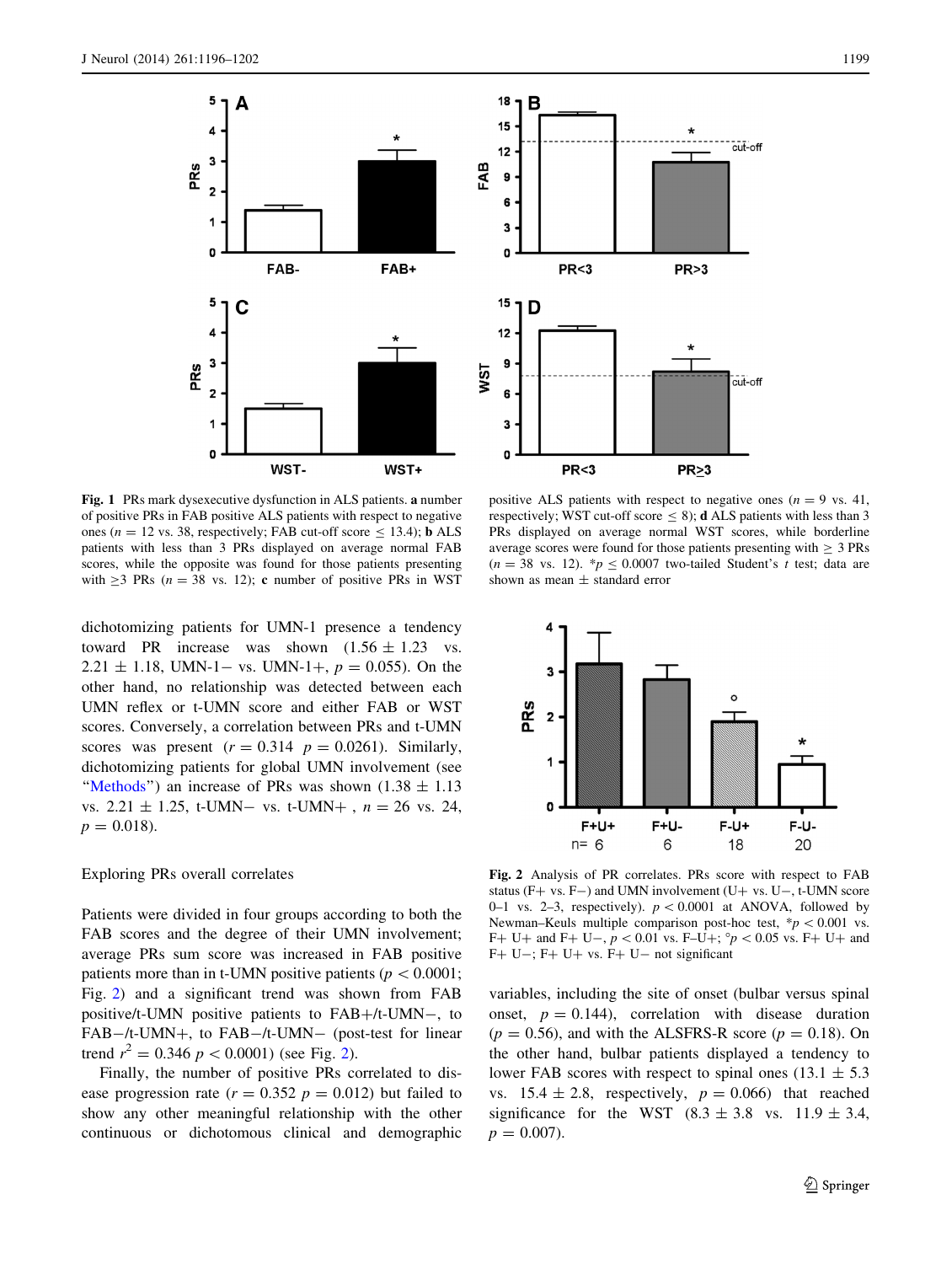**Fig. 1** PRs mark dysexecutive dysfunction in ALS patients. **a** number of positive PRs in FAB positive ALS patients with respect to negative ones ($n = 12$ vs. 38, respectively; FAB cut-off score $\leq 13.4$); **b** ALS patients with less than 3 PRs displayed on average normal FAB scores, while the opposite was found for those patients presenting with $\geq 3$ PRs ($n = 38$ vs. 12); **c** number of positive PRs in WST positive ALS patients with respect to negative ones ($n = 9$ vs. 41, respectively; WST cut-off score $\leq 8$); **d** ALS patients with less than 3 PRs displayed on average normal WST scores, while borderline average scores were found for those patients presenting with $\geq 3$ PRs ($n = 38$ vs. 12). *$p \leq 0.0007$ two-tailed Student's *t* test; data are shown as mean ± standard error

dichotomizing patients for UMN-1 presence a tendency toward PR increase was shown (1.56 ± 1.23 vs. 2.21 ± 1.18, UMN-1− vs. UMN-1+, $p = 0.055$). On the other hand, no relationship was detected between each UMN reflex or t-UMN score and either FAB or WST scores. Conversely, a correlation between PRs and t-UMN scores was present ($r = 0.314$ $p = 0.0261$). Similarly, dichotomizing patients for global UMN involvement (see "Methods") an increase of PRs was shown (1.38 ± 1.13 vs. 2.21 ± 1.25, t-UMN− vs. t-UMN+ , $n = 26$ vs. 24, $p = 0.018$).

Exploring PRs overall correlates

Patients were divided in four groups according to both the FAB scores and the degree of their UMN involvement; average PRs sum score was increased in FAB positive patients more than in t-UMN positive patients ($p < 0.0001$; Fig. 2) and a significant trend was shown from FAB positive/t-UMN positive patients to FAB+/t-UMN−, to FAB−/t-UMN+, to FAB−/t-UMN− (post-test for linear trend $r^2 = 0.346$ $p < 0.0001$) (see Fig. 2).

Finally, the number of positive PRs correlated to disease progression rate ($r = 0.352$ $p = 0.012$) but failed to show any other meaningful relationship with the other continuous or dichotomous clinical and demographic variables, including the site of onset (bulbar versus spinal onset, $p = 0.144$), correlation with disease duration ($p = 0.56$), and with the ALSFRS-R score ($p = 0.18$). On the other hand, bulbar patients displayed a tendency to lower FAB scores with respect to spinal ones (13.1 ± 5.3 vs. 15.4 ± 2.8, respectively, $p = 0.066$) that reached significance for the WST (8.3 ± 3.8 vs. 11.9 ± 3.4, $p = 0.007$).

**Fig. 2** Analysis of PR correlates. PRs score with respect to FAB status (F+ vs. F−) and UMN involvement (U+ vs. U−, t-UMN score 0–1 vs. 2–3, respectively). $p < 0.0001$ at ANOVA, followed by Newman–Keuls multiple comparison post-hoc test, *$p < 0.001$ vs. F+ U+ and F+ U−, $p < 0.01$ vs. F–U+; °$p < 0.05$ vs. F+ U+ and F+ U−; F+ U+ vs. F+ U− not significant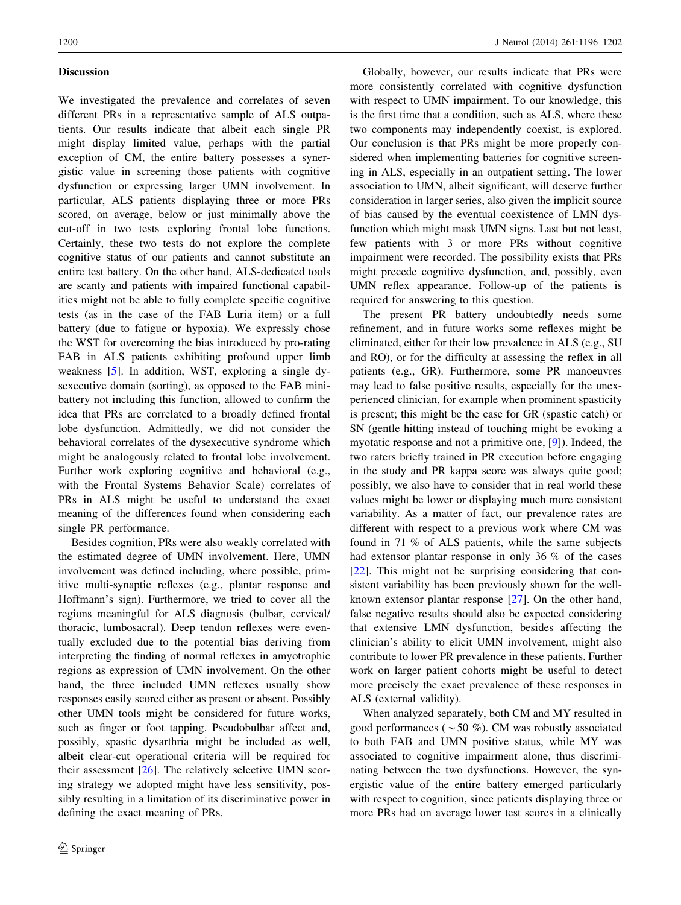## Discussion

We investigated the prevalence and correlates of seven different PRs in a representative sample of ALS outpatients. Our results indicate that albeit each single PR might display limited value, perhaps with the partial exception of CM, the entire battery possesses a synergistic value in screening those patients with cognitive dysfunction or expressing larger UMN involvement. In particular, ALS patients displaying three or more PRs scored, on average, below or just minimally above the cut-off in two tests exploring frontal lobe functions. Certainly, these two tests do not explore the complete cognitive status of our patients and cannot substitute an entire test battery. On the other hand, ALS-dedicated tools are scanty and patients with impaired functional capabilities might not be able to fully complete specific cognitive tests (as in the case of the FAB Luria item) or a full battery (due to fatigue or hypoxia). We expressly chose the WST for overcoming the bias introduced by pro-rating FAB in ALS patients exhibiting profound upper limb weakness [5]. In addition, WST, exploring a single dysexecutive domain (sorting), as opposed to the FAB mini-battery not including this function, allowed to confirm the idea that PRs are correlated to a broadly defined frontal lobe dysfunction. Admittedly, we did not consider the behavioral correlates of the dysexecutive syndrome which might be analogously related to frontal lobe involvement. Further work exploring cognitive and behavioral (e.g., with the Frontal Systems Behavior Scale) correlates of PRs in ALS might be useful to understand the exact meaning of the differences found when considering each single PR performance.

Besides cognition, PRs were also weakly correlated with the estimated degree of UMN involvement. Here, UMN involvement was defined including, where possible, primitive multi-synaptic reflexes (e.g., plantar response and Hoffmann's sign). Furthermore, we tried to cover all the regions meaningful for ALS diagnosis (bulbar, cervical/thoracic, lumbosacral). Deep tendon reflexes were eventually excluded due to the potential bias deriving from interpreting the finding of normal reflexes in amyotrophic regions as expression of UMN involvement. On the other hand, the three included UMN reflexes usually show responses easily scored either as present or absent. Possibly other UMN tools might be considered for future works, such as finger or foot tapping. Pseudobulbar affect and, possibly, spastic dysarthria might be included as well, albeit clear-cut operational criteria will be required for their assessment [26]. The relatively selective UMN scoring strategy we adopted might have less sensitivity, possibly resulting in a limitation of its discriminative power in defining the exact meaning of PRs.

Globally, however, our results indicate that PRs were more consistently correlated with cognitive dysfunction with respect to UMN impairment. To our knowledge, this is the first time that a condition, such as ALS, where these two components may independently coexist, is explored. Our conclusion is that PRs might be more properly considered when implementing batteries for cognitive screening in ALS, especially in an outpatient setting. The lower association to UMN, albeit significant, will deserve further consideration in larger series, also given the implicit source of bias caused by the eventual coexistence of LMN dysfunction which might mask UMN signs. Last but not least, few patients with 3 or more PRs without cognitive impairment were recorded. The possibility exists that PRs might precede cognitive dysfunction, and, possibly, even UMN reflex appearance. Follow-up of the patients is required for answering to this question.

The present PR battery undoubtedly needs some refinement, and in future works some reflexes might be eliminated, either for their low prevalence in ALS (e.g., SU and RO), or for the difficulty at assessing the reflex in all patients (e.g., GR). Furthermore, some PR manoeuvres may lead to false positive results, especially for the unexperienced clinician, for example when prominent spasticity is present; this might be the case for GR (spastic catch) or SN (gentle hitting instead of touching might be evoking a myotatic response and not a primitive one, [9]). Indeed, the two raters briefly trained in PR execution before engaging in the study and PR kappa score was always quite good; possibly, we also have to consider that in real world these values might be lower or displaying much more consistent variability. As a matter of fact, our prevalence rates are different with respect to a previous work where CM was found in 71 % of ALS patients, while the same subjects had extensor plantar response in only 36 % of the cases [22]. This might not be surprising considering that consistent variability has been previously shown for the well-known extensor plantar response [27]. On the other hand, false negative results should also be expected considering that extensive LMN dysfunction, besides affecting the clinician's ability to elicit UMN involvement, might also contribute to lower PR prevalence in these patients. Further work on larger patient cohorts might be useful to detect more precisely the exact prevalence of these responses in ALS (external validity).

When analyzed separately, both CM and MY resulted in good performances (~50 %). CM was robustly associated to both FAB and UMN positive status, while MY was associated to cognitive impairment alone, thus discriminating between the two dysfunctions. However, the synergistic value of the entire battery emerged particularly with respect to cognition, since patients displaying three or more PRs had on average lower test scores in a clinically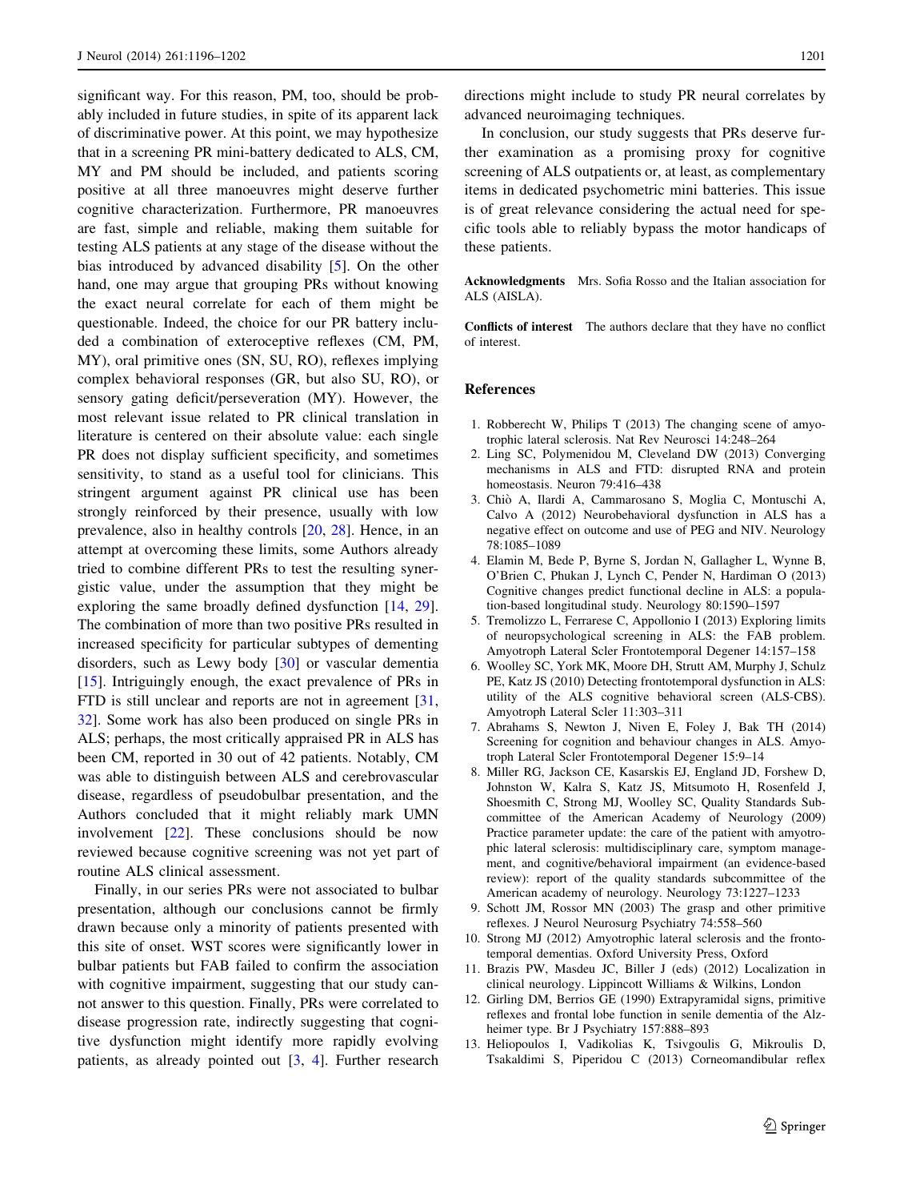significant way. For this reason, PM, too, should be probably included in future studies, in spite of its apparent lack of discriminative power. At this point, we may hypothesize that in a screening PR mini-battery dedicated to ALS, CM, MY and PM should be included, and patients scoring positive at all three manoeuvres might deserve further cognitive characterization. Furthermore, PR manoeuvres are fast, simple and reliable, making them suitable for testing ALS patients at any stage of the disease without the bias introduced by advanced disability [5]. On the other hand, one may argue that grouping PRs without knowing the exact neural correlate for each of them might be questionable. Indeed, the choice for our PR battery included a combination of exteroceptive reflexes (CM, PM, MY), oral primitive ones (SN, SU, RO), reflexes implying complex behavioral responses (GR, but also SU, RO), or sensory gating deficit/perseveration (MY). However, the most relevant issue related to PR clinical translation in literature is centered on their absolute value: each single PR does not display sufficient specificity, and sometimes sensitivity, to stand as a useful tool for clinicians. This stringent argument against PR clinical use has been strongly reinforced by their presence, usually with low prevalence, also in healthy controls [20, 28]. Hence, in an attempt at overcoming these limits, some Authors already tried to combine different PRs to test the resulting synergistic value, under the assumption that they might be exploring the same broadly defined dysfunction [14, 29]. The combination of more than two positive PRs resulted in increased specificity for particular subtypes of dementing disorders, such as Lewy body [30] or vascular dementia [15]. Intriguingly enough, the exact prevalence of PRs in FTD is still unclear and reports are not in agreement [31, 32]. Some work has also been produced on single PRs in ALS; perhaps, the most critically appraised PR in ALS has been CM, reported in 30 out of 42 patients. Notably, CM was able to distinguish between ALS and cerebrovascular disease, regardless of pseudobulbar presentation, and the Authors concluded that it might reliably mark UMN involvement [22]. These conclusions should be now reviewed because cognitive screening was not yet part of routine ALS clinical assessment.

Finally, in our series PRs were not associated to bulbar presentation, although our conclusions cannot be firmly drawn because only a minority of patients presented with this site of onset. WST scores were significantly lower in bulbar patients but FAB failed to confirm the association with cognitive impairment, suggesting that our study cannot answer to this question. Finally, PRs were correlated to disease progression rate, indirectly suggesting that cognitive dysfunction might identify more rapidly evolving patients, as already pointed out [3, 4]. Further research directions might include to study PR neural correlates by advanced neuroimaging techniques.

In conclusion, our study suggests that PRs deserve further examination as a promising proxy for cognitive screening of ALS outpatients or, at least, as complementary items in dedicated psychometric mini batteries. This issue is of great relevance considering the actual need for specific tools able to reliably bypass the motor handicaps of these patients.

**Acknowledgments** Mrs. Sofia Rosso and the Italian association for ALS (AISLA).

**Conflicts of interest** The authors declare that they have no conflict of interest.

## References

1. Robberecht W, Philips T (2013) The changing scene of amyotrophic lateral sclerosis. Nat Rev Neurosci 14:248–264
2. Ling SC, Polymenidou M, Cleveland DW (2013) Converging mechanisms in ALS and FTD: disrupted RNA and protein homeostasis. Neuron 79:416–438
3. Chiò A, Ilardi A, Cammarosano S, Moglia C, Montuschi A, Calvo A (2012) Neurobehavioral dysfunction in ALS has a negative effect on outcome and use of PEG and NIV. Neurology 78:1085–1089
4. Elamin M, Bede P, Byrne S, Jordan N, Gallagher L, Wynne B, O'Brien C, Phukan J, Lynch C, Pender N, Hardiman O (2013) Cognitive changes predict functional decline in ALS: a population-based longitudinal study. Neurology 80:1590–1597
5. Tremolizzo L, Ferrarese C, Appollonio I (2013) Exploring limits of neuropsychological screening in ALS: the FAB problem. Amyotroph Lateral Scler Frontotemporal Degener 14:157–158
6. Woolley SC, York MK, Moore DH, Strutt AM, Murphy J, Schulz PE, Katz JS (2010) Detecting frontotemporal dysfunction in ALS: utility of the ALS cognitive behavioral screen (ALS-CBS). Amyotroph Lateral Scler 11:303–311
7. Abrahams S, Newton J, Niven E, Foley J, Bak TH (2014) Screening for cognition and behaviour changes in ALS. Amyotroph Lateral Scler Frontotemporal Degener 15:9–14
8. Miller RG, Jackson CE, Kasarskis EJ, England JD, Forshew D, Johnston W, Kalra S, Katz JS, Mitsumoto H, Rosenfeld J, Shoesmith C, Strong MJ, Woolley SC, Quality Standards Subcommittee of the American Academy of Neurology (2009) Practice parameter update: the care of the patient with amyotrophic lateral sclerosis: multidisciplinary care, symptom management, and cognitive/behavioral impairment (an evidence-based review): report of the quality standards subcommittee of the American academy of neurology. Neurology 73:1227–1233
9. Schott JM, Rossor MN (2003) The grasp and other primitive reflexes. J Neurol Neurosurg Psychiatry 74:558–560
10. Strong MJ (2012) Amyotrophic lateral sclerosis and the frontotemporal dementias. Oxford University Press, Oxford
11. Brazis PW, Masdeu JC, Biller J (eds) (2012) Localization in clinical neurology. Lippincott Williams & Wilkins, London
12. Girling DM, Berrios GE (1990) Extrapyramidal signs, primitive reflexes and frontal lobe function in senile dementia of the Alzheimer type. Br J Psychiatry 157:888–893
13. Heliopoulos I, Vadikolias K, Tsivgoulis G, Mikroulis D, Tsakaldimi S, Piperidou C (2013) Corneomandibular reflex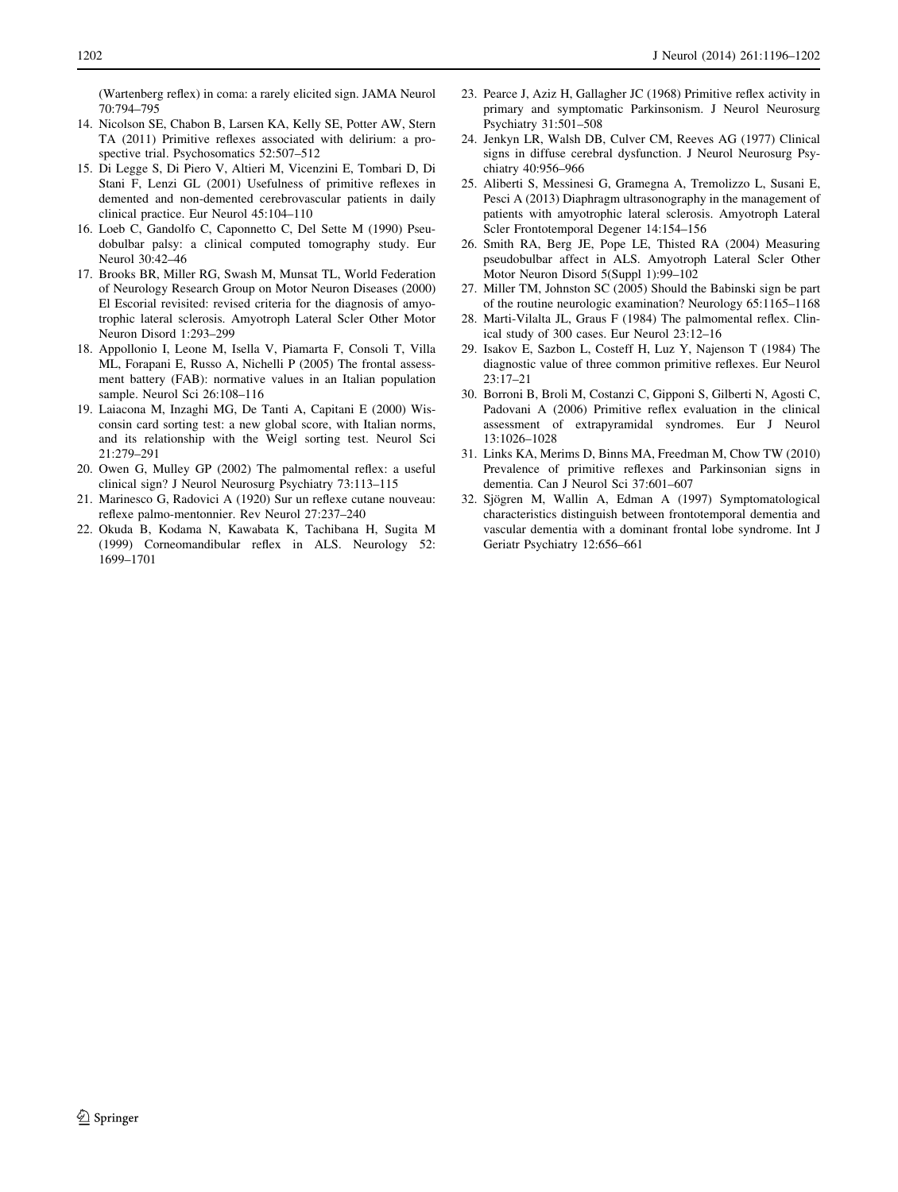(Wartenberg reflex) in coma: a rarely elicited sign. JAMA Neurol 70:794–795

14. Nicolson SE, Chabon B, Larsen KA, Kelly SE, Potter AW, Stern TA (2011) Primitive reflexes associated with delirium: a prospective trial. Psychosomatics 52:507–512
15. Di Legge S, Di Piero V, Altieri M, Vicenzini E, Tombari D, Di Stani F, Lenzi GL (2001) Usefulness of primitive reflexes in demented and non-demented cerebrovascular patients in daily clinical practice. Eur Neurol 45:104–110
16. Loeb C, Gandolfo C, Caponnetto C, Del Sette M (1990) Pseudobulbar palsy: a clinical computed tomography study. Eur Neurol 30:42–46
17. Brooks BR, Miller RG, Swash M, Munsat TL, World Federation of Neurology Research Group on Motor Neuron Diseases (2000) El Escorial revisited: revised criteria for the diagnosis of amyotrophic lateral sclerosis. Amyotroph Lateral Scler Other Motor Neuron Disord 1:293–299
18. Appollonio I, Leone M, Isella V, Piamarta F, Consoli T, Villa ML, Forapani E, Russo A, Nichelli P (2005) The frontal assessment battery (FAB): normative values in an Italian population sample. Neurol Sci 26:108–116
19. Laiacona M, Inzaghi MG, De Tanti A, Capitani E (2000) Wisconsin card sorting test: a new global score, with Italian norms, and its relationship with the Weigl sorting test. Neurol Sci 21:279–291
20. Owen G, Mulley GP (2002) The palmomental reflex: a useful clinical sign? J Neurol Neurosurg Psychiatry 73:113–115
21. Marinesco G, Radovici A (1920) Sur un reflexe cutane nouveau: reflexe palmo-mentonnier. Rev Neurol 27:237–240
22. Okuda B, Kodama N, Kawabata K, Tachibana H, Sugita M (1999) Corneomandibular reflex in ALS. Neurology 52: 1699–1701
23. Pearce J, Aziz H, Gallagher JC (1968) Primitive reflex activity in primary and symptomatic Parkinsonism. J Neurol Neurosurg Psychiatry 31:501–508
24. Jenkyn LR, Walsh DB, Culver CM, Reeves AG (1977) Clinical signs in diffuse cerebral dysfunction. J Neurol Neurosurg Psychiatry 40:956–966
25. Aliberti S, Messinesi G, Gramegna A, Tremolizzo L, Susani E, Pesci A (2013) Diaphragm ultrasonography in the management of patients with amyotrophic lateral sclerosis. Amyotroph Lateral Scler Frontotemporal Degener 14:154–156
26. Smith RA, Berg JE, Pope LE, Thisted RA (2004) Measuring pseudobulbar affect in ALS. Amyotroph Lateral Scler Other Motor Neuron Disord 5(Suppl 1):99–102
27. Miller TM, Johnston SC (2005) Should the Babinski sign be part of the routine neurologic examination? Neurology 65:1165–1168
28. Marti-Vilalta JL, Graus F (1984) The palmomental reflex. Clinical study of 300 cases. Eur Neurol 23:12–16
29. Isakov E, Sazbon L, Costeff H, Luz Y, Najenson T (1984) The diagnostic value of three common primitive reflexes. Eur Neurol 23:17–21
30. Borroni B, Broli M, Costanzi C, Gipponi S, Gilberti N, Agosti C, Padovani A (2006) Primitive reflex evaluation in the clinical assessment of extrapyramidal syndromes. Eur J Neurol 13:1026–1028
31. Links KA, Merims D, Binns MA, Freedman M, Chow TW (2010) Prevalence of primitive reflexes and Parkinsonian signs in dementia. Can J Neurol Sci 37:601–607
32. Sjögren M, Wallin A, Edman A (1997) Symptomatological characteristics distinguish between frontotemporal dementia and vascular dementia with a dominant frontal lobe syndrome. Int J Geriatr Psychiatry 12:656–661